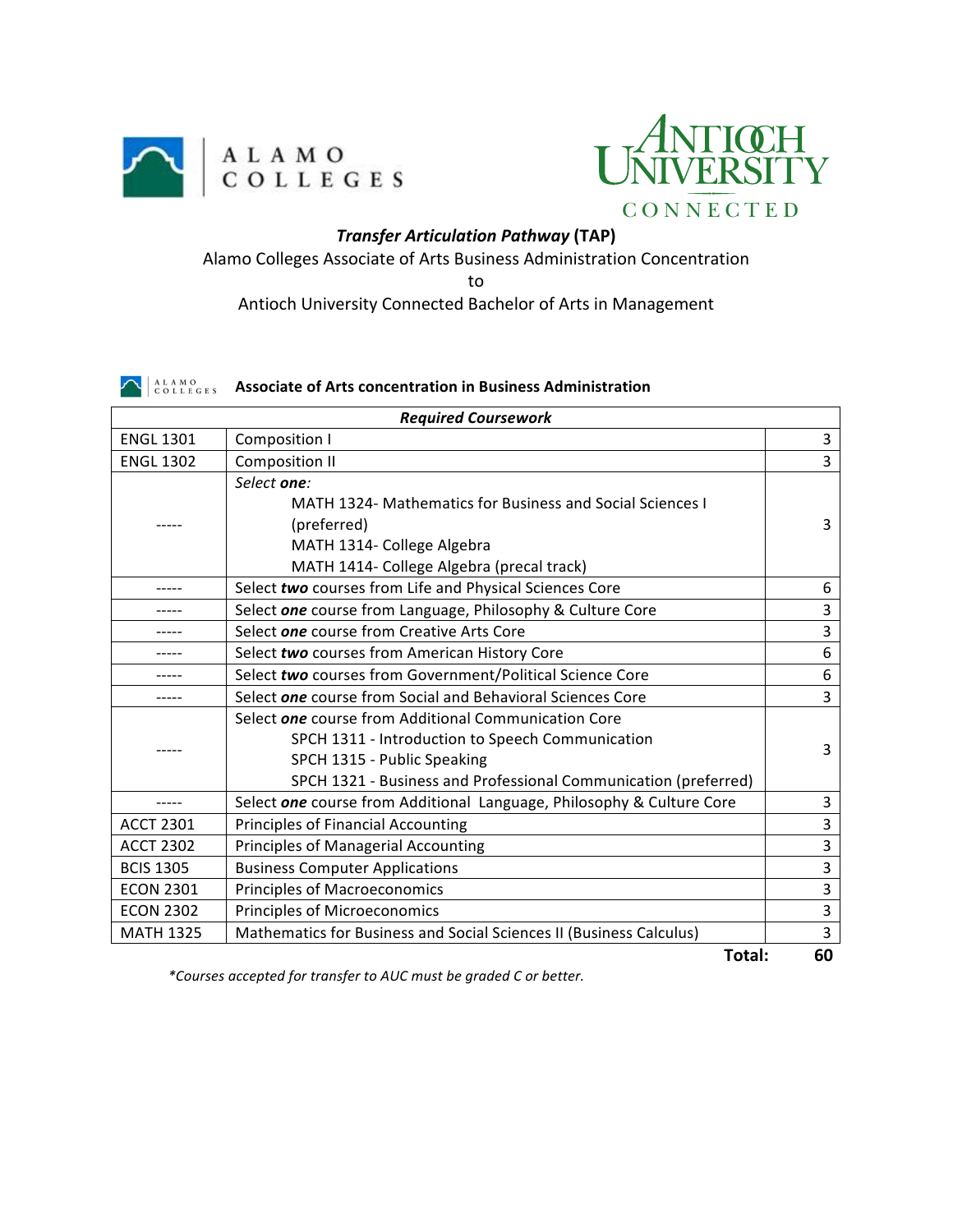ALAMO COLLEGES

ANTIOCH UNIVERSITY CONNECTED

***Transfer Articulation Pathway*** **(TAP)**

Alamo Colleges Associate of Arts Business Administration Concentration

to

Antioch University Connected Bachelor of Arts in Management

### Associate of Arts concentration in Business Administration

| ***Required Coursework*** | | |
|---|---|---|
| ENGL 1301 | Composition I | 3 |
| ENGL 1302 | Composition II | 3 |
| ----- | *Select **one**:*<br>MATH 1324- Mathematics for Business and Social Sciences I (preferred)<br>MATH 1314- College Algebra<br>MATH 1414- College Algebra (precal track) | 3 |
| ----- | Select ***two*** courses from Life and Physical Sciences Core | 6 |
| ----- | Select ***one*** course from Language, Philosophy & Culture Core | 3 |
| ----- | Select ***one*** course from Creative Arts Core | 3 |
| ----- | Select ***two*** courses from American History Core | 6 |
| ----- | Select ***two*** courses from Government/Political Science Core | 6 |
| ----- | Select ***one*** course from Social and Behavioral Sciences Core | 3 |
| ----- | Select ***one*** course from Additional Communication Core<br>SPCH 1311 - Introduction to Speech Communication<br>SPCH 1315 - Public Speaking<br>SPCH 1321 - Business and Professional Communication (preferred) | 3 |
| ----- | Select ***one*** course from Additional Language, Philosophy & Culture Core | 3 |
| ACCT 2301 | Principles of Financial Accounting | 3 |
| ACCT 2302 | Principles of Managerial Accounting | 3 |
| BCIS 1305 | Business Computer Applications | 3 |
| ECON 2301 | Principles of Macroeconomics | 3 |
| ECON 2302 | Principles of Microeconomics | 3 |
| MATH 1325 | Mathematics for Business and Social Sciences II (Business Calculus) | 3 |
| | **Total:** | **60** |

**Courses accepted for transfer to AUC must be graded C or better.*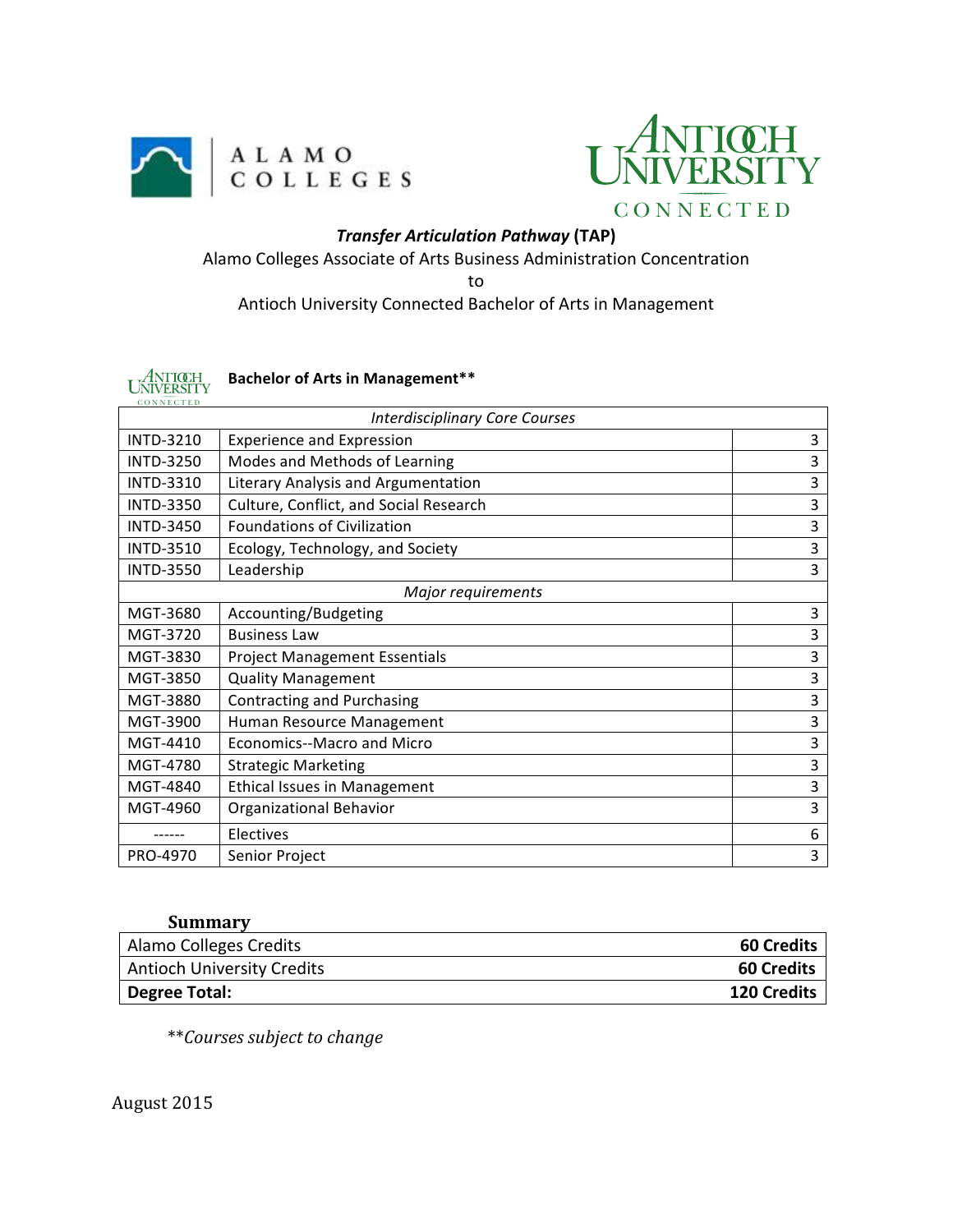ALAMO COLLEGES

ANTIOCH UNIVERSITY CONNECTED

***Transfer Articulation Pathway* (TAP)**

Alamo Colleges Associate of Arts Business Administration Concentration

to

Antioch University Connected Bachelor of Arts in Management

**Bachelor of Arts in Management****

| | | |
|---|---|---|
| *Interdisciplinary Core Courses* | | |
| INTD-3210 | Experience and Expression | 3 |
| INTD-3250 | Modes and Methods of Learning | 3 |
| INTD-3310 | Literary Analysis and Argumentation | 3 |
| INTD-3350 | Culture, Conflict, and Social Research | 3 |
| INTD-3450 | Foundations of Civilization | 3 |
| INTD-3510 | Ecology, Technology, and Society | 3 |
| INTD-3550 | Leadership | 3 |
| *Major requirements* | | |
| MGT-3680 | Accounting/Budgeting | 3 |
| MGT-3720 | Business Law | 3 |
| MGT-3830 | Project Management Essentials | 3 |
| MGT-3850 | Quality Management | 3 |
| MGT-3880 | Contracting and Purchasing | 3 |
| MGT-3900 | Human Resource Management | 3 |
| MGT-4410 | Economics--Macro and Micro | 3 |
| MGT-4780 | Strategic Marketing | 3 |
| MGT-4840 | Ethical Issues in Management | 3 |
| MGT-4960 | Organizational Behavior | 3 |
| ------ | Electives | 6 |
| PRO-4970 | Senior Project | 3 |

**Summary**

| | |
|---|---|
| Alamo Colleges Credits | **60 Credits** |
| Antioch University Credits | **60 Credits** |
| **Degree Total:** | **120 Credits** |

***Courses subject to change*

August 2015